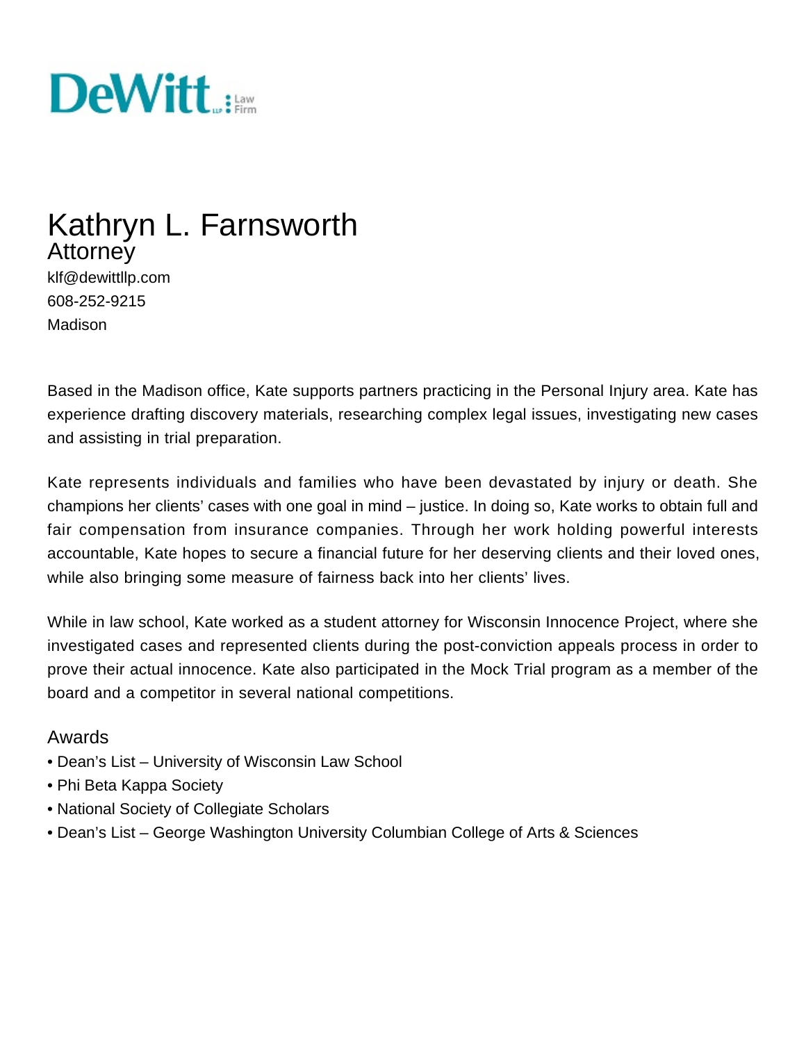DeWitt LLP Law Firm

# Kathryn L. Farnsworth

## Attorney

klf@dewittllp.com
608-252-9215
Madison

Based in the Madison office, Kate supports partners practicing in the Personal Injury area. Kate has experience drafting discovery materials, researching complex legal issues, investigating new cases and assisting in trial preparation.

Kate represents individuals and families who have been devastated by injury or death. She champions her clients' cases with one goal in mind – justice. In doing so, Kate works to obtain full and fair compensation from insurance companies. Through her work holding powerful interests accountable, Kate hopes to secure a financial future for her deserving clients and their loved ones, while also bringing some measure of fairness back into her clients' lives.

While in law school, Kate worked as a student attorney for Wisconsin Innocence Project, where she investigated cases and represented clients during the post-conviction appeals process in order to prove their actual innocence. Kate also participated in the Mock Trial program as a member of the board and a competitor in several national competitions.

### Awards

- Dean's List – University of Wisconsin Law School
- Phi Beta Kappa Society
- National Society of Collegiate Scholars
- Dean's List – George Washington University Columbian College of Arts & Sciences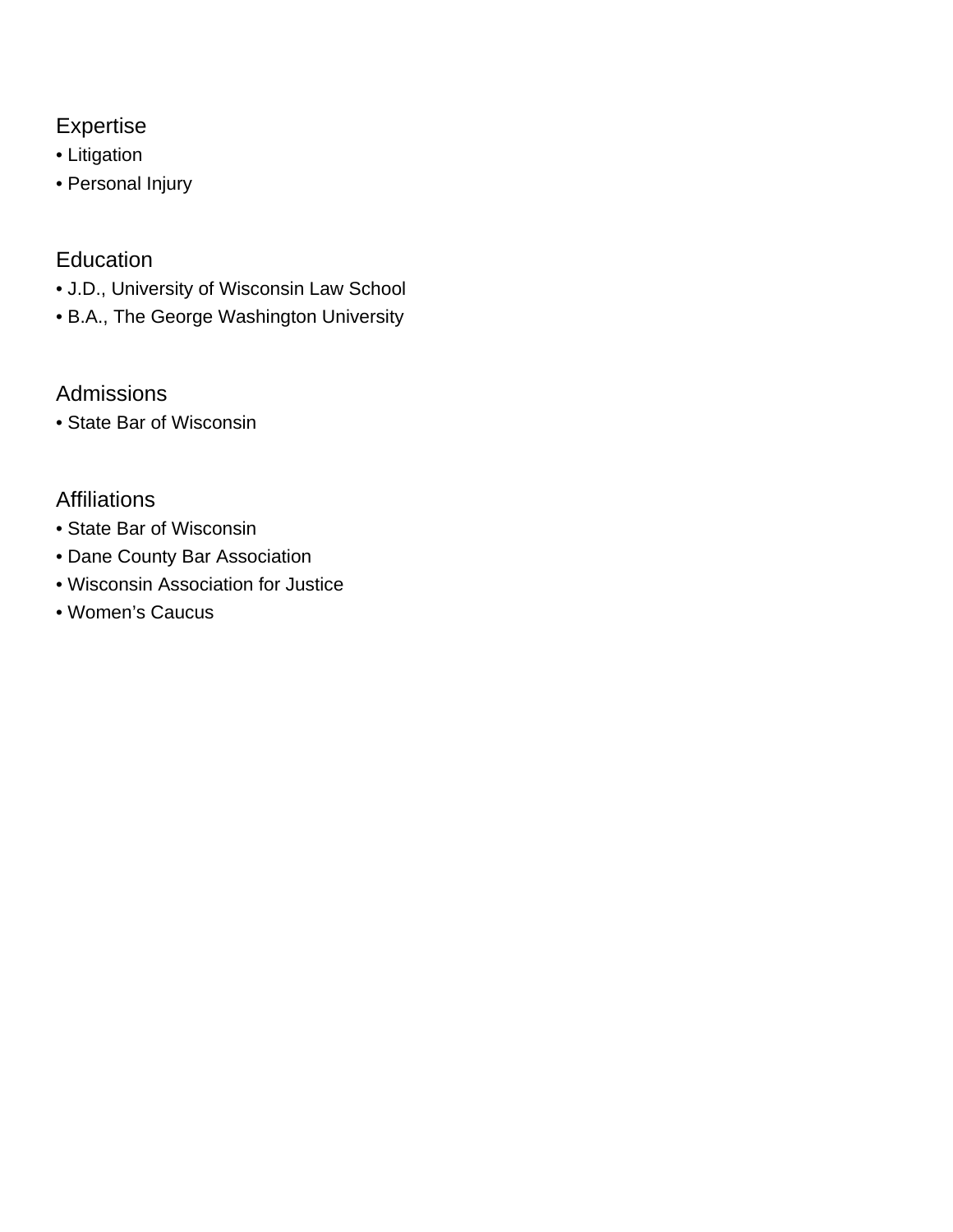## Expertise

- Litigation
- Personal Injury

## Education

- J.D., University of Wisconsin Law School
- B.A., The George Washington University

## Admissions

- State Bar of Wisconsin

## Affiliations

- State Bar of Wisconsin
- Dane County Bar Association
- Wisconsin Association for Justice
- Women’s Caucus